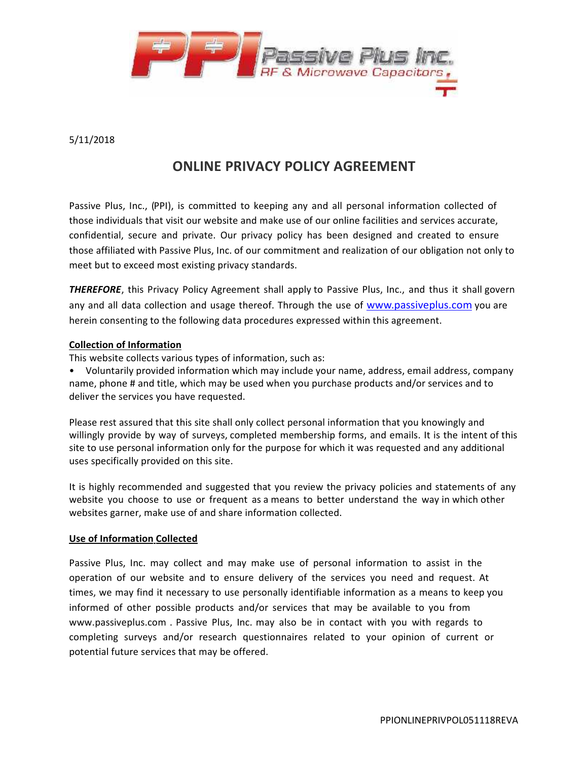5/11/2018

# ONLINE PRIVACY POLICY AGREEMENT

Passive Plus, Inc., (PPI), is committed to keeping any and all personal information collected of those individuals that visit our website and make use of our online facilities and services accurate, confidential, secure and private. Our privacy policy has been designed and created to ensure those affiliated with Passive Plus, Inc. of our commitment and realization of our obligation not only to meet but to exceed most existing privacy standards.

***THEREFORE***, this Privacy Policy Agreement shall apply to Passive Plus, Inc., and thus it shall govern any and all data collection and usage thereof. Through the use of www.passiveplus.com you are herein consenting to the following data procedures expressed within this agreement.

**Collection of Information**

This website collects various types of information, such as:

- Voluntarily provided information which may include your name, address, email address, company name, phone # and title, which may be used when you purchase products and/or services and to deliver the services you have requested.

Please rest assured that this site shall only collect personal information that you knowingly and willingly provide by way of surveys, completed membership forms, and emails. It is the intent of this site to use personal information only for the purpose for which it was requested and any additional uses specifically provided on this site.

It is highly recommended and suggested that you review the privacy policies and statements of any website you choose to use or frequent as a means to better understand the way in which other websites garner, make use of and share information collected.

**Use of Information Collected**

Passive Plus, Inc. may collect and may make use of personal information to assist in the operation of our website and to ensure delivery of the services you need and request. At times, we may find it necessary to use personally identifiable information as a means to keep you informed of other possible products and/or services that may be available to you from www.passiveplus.com . Passive Plus, Inc. may also be in contact with you with regards to completing surveys and/or research questionnaires related to your opinion of current or potential future services that may be offered.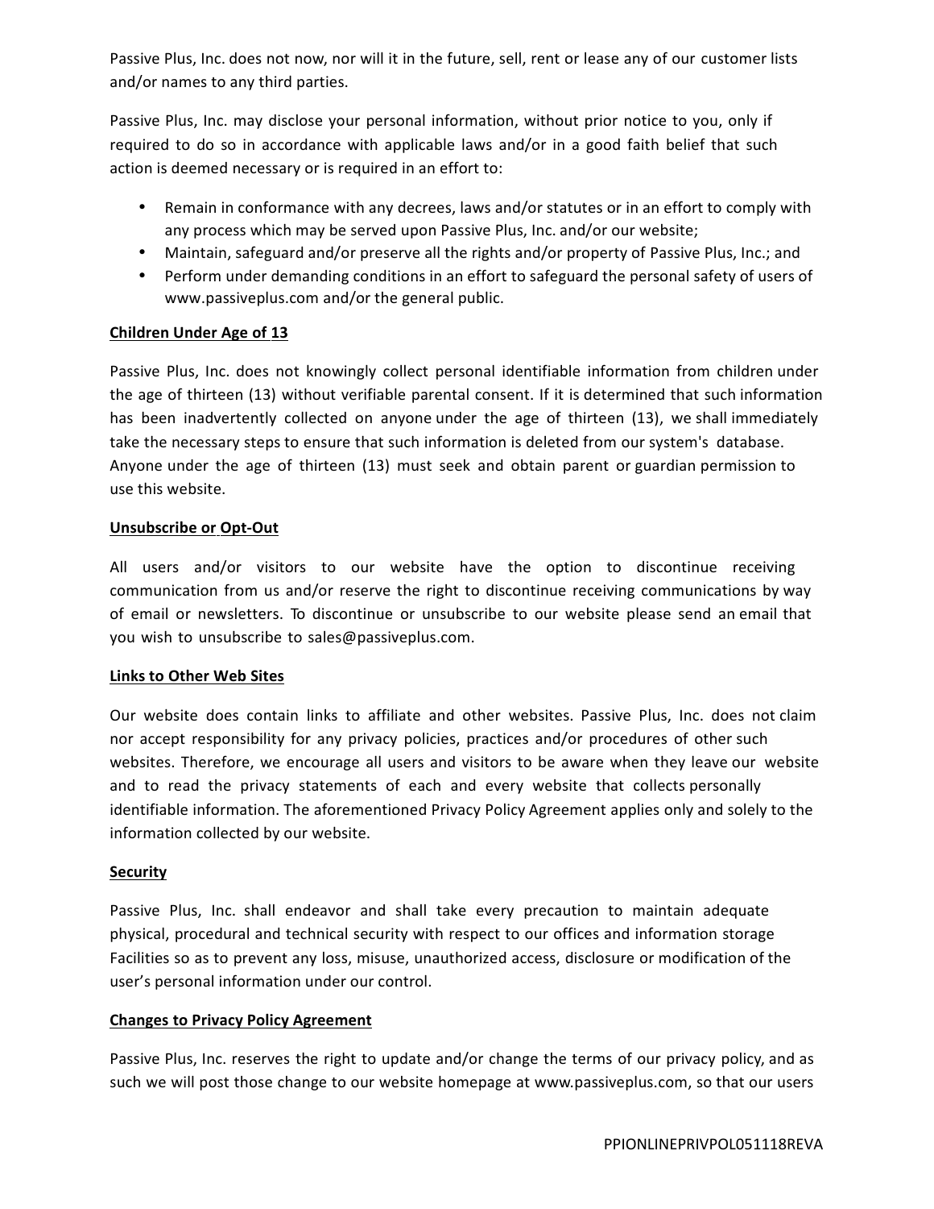Passive Plus, Inc. does not now, nor will it in the future, sell, rent or lease any of our customer lists and/or names to any third parties.

Passive Plus, Inc. may disclose your personal information, without prior notice to you, only if required to do so in accordance with applicable laws and/or in a good faith belief that such action is deemed necessary or is required in an effort to:

- Remain in conformance with any decrees, laws and/or statutes or in an effort to comply with any process which may be served upon Passive Plus, Inc. and/or our website;
- Maintain, safeguard and/or preserve all the rights and/or property of Passive Plus, Inc.; and
- Perform under demanding conditions in an effort to safeguard the personal safety of users of www.passiveplus.com and/or the general public.

**Children Under Age of 13**

Passive Plus, Inc. does not knowingly collect personal identifiable information from children under the age of thirteen (13) without verifiable parental consent. If it is determined that such information has been inadvertently collected on anyone under the age of thirteen (13), we shall immediately take the necessary steps to ensure that such information is deleted from our system's database. Anyone under the age of thirteen (13) must seek and obtain parent or guardian permission to use this website.

**Unsubscribe or Opt-Out**

All users and/or visitors to our website have the option to discontinue receiving communication from us and/or reserve the right to discontinue receiving communications by way of email or newsletters. To discontinue or unsubscribe to our website please send an email that you wish to unsubscribe to sales@passiveplus.com.

**Links to Other Web Sites**

Our website does contain links to affiliate and other websites. Passive Plus, Inc. does not claim nor accept responsibility for any privacy policies, practices and/or procedures of other such websites. Therefore, we encourage all users and visitors to be aware when they leave our website and to read the privacy statements of each and every website that collects personally identifiable information. The aforementioned Privacy Policy Agreement applies only and solely to the information collected by our website.

**Security**

Passive Plus, Inc. shall endeavor and shall take every precaution to maintain adequate physical, procedural and technical security with respect to our offices and information storage Facilities so as to prevent any loss, misuse, unauthorized access, disclosure or modification of the user's personal information under our control.

**Changes to Privacy Policy Agreement**

Passive Plus, Inc. reserves the right to update and/or change the terms of our privacy policy, and as such we will post those change to our website homepage at www.passiveplus.com, so that our users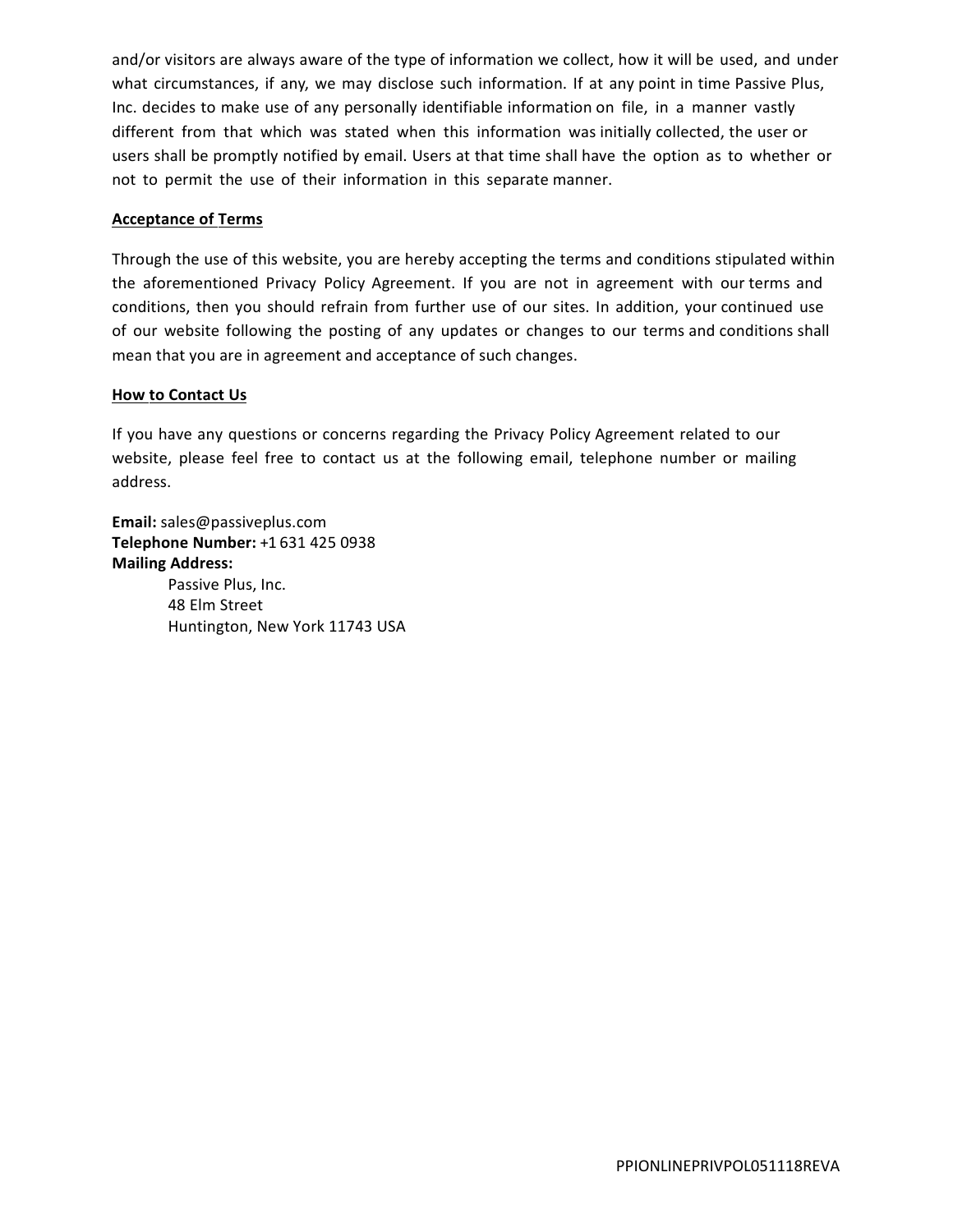and/or visitors are always aware of the type of information we collect, how it will be used, and under what circumstances, if any, we may disclose such information. If at any point in time Passive Plus, Inc. decides to make use of any personally identifiable information on file, in a manner vastly different from that which was stated when this information was initially collected, the user or users shall be promptly notified by email. Users at that time shall have the option as to whether or not to permit the use of their information in this separate manner.

**Acceptance of Terms**

Through the use of this website, you are hereby accepting the terms and conditions stipulated within the aforementioned Privacy Policy Agreement. If you are not in agreement with our terms and conditions, then you should refrain from further use of our sites. In addition, your continued use of our website following the posting of any updates or changes to our terms and conditions shall mean that you are in agreement and acceptance of such changes.

**How to Contact Us**

If you have any questions or concerns regarding the Privacy Policy Agreement related to our website, please feel free to contact us at the following email, telephone number or mailing address.

**Email:** sales@passiveplus.com
**Telephone Number:** +1 631 425 0938
**Mailing Address:**

Passive Plus, Inc.
48 Elm Street
Huntington, New York 11743 USA

PPIONLINEPRIVPOL051118REVA